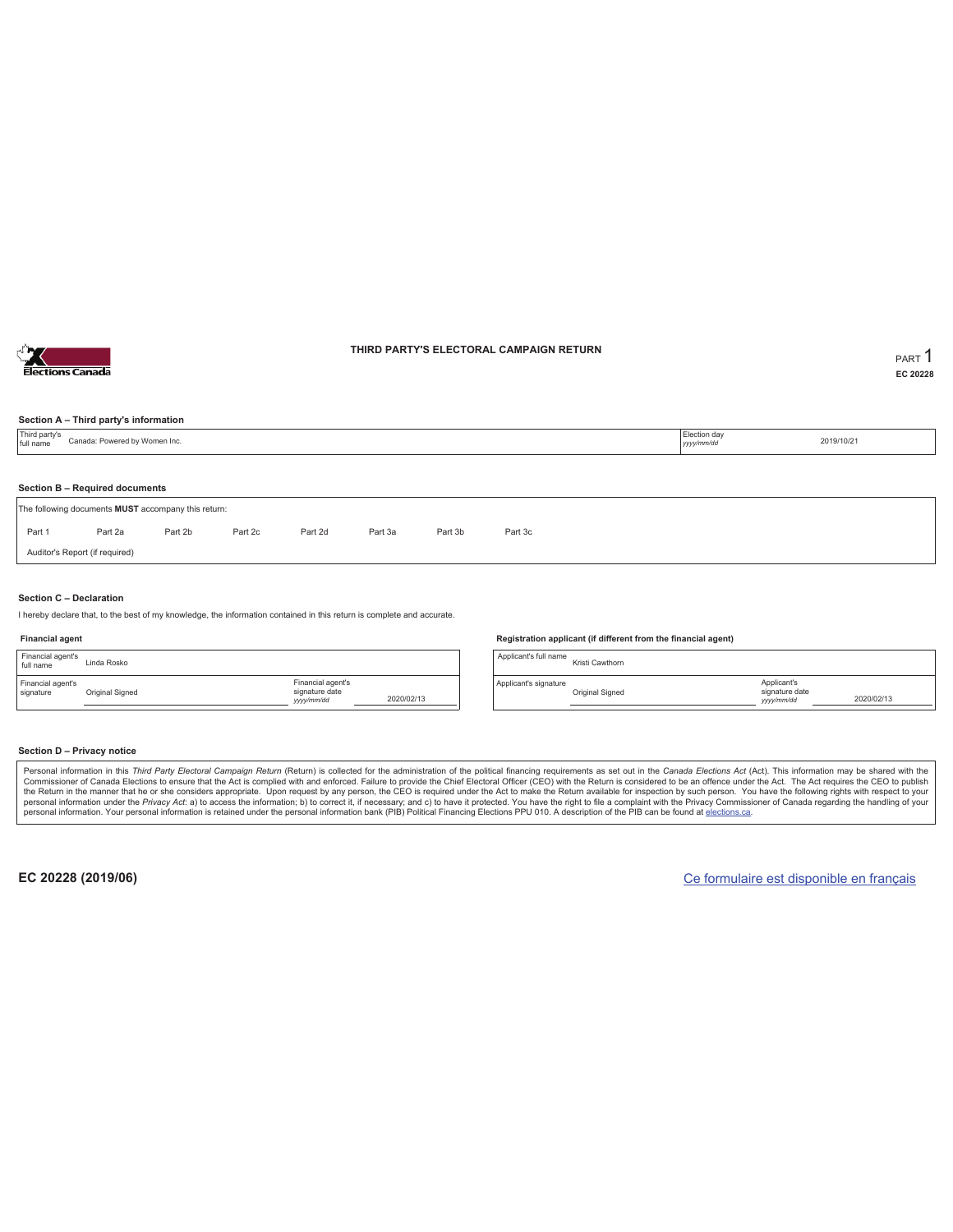# THIRD PARTY'S ELECTORAL CAMPAIGN RETURN

PART 1

EC 20228

### Section A – Third party's information

| | | | |
|---|---|---|---|
| Third party's full name | Canada: Powered by Women Inc. | Election day *yyyy/mm/dd* | 2019/10/21 |

### Section B – Required documents

The following documents **MUST** accompany this return:

| | | | | | | | |
|---|---|---|---|---|---|---|---|
| Part 1 | Part 2a | Part 2b | Part 2c | Part 2d | Part 3a | Part 3b | Part 3c |

Auditor's Report (if required)

### Section C – Declaration

I hereby declare that, to the best of my knowledge, the information contained in this return is complete and accurate.

**Financial agent**

| | | | |
|---|---|---|---|
| Financial agent's full name | Linda Rosko | | |
| Financial agent's signature | Original Signed | Financial agent's signature date *yyyy/mm/dd* | 2020/02/13 |

**Registration applicant (if different from the financial agent)**

| | | | |
|---|---|---|---|
| Applicant's full name | Kristi Cawthorn | | |
| Applicant's signature | Original Signed | Applicant's signature date *yyyy/mm/dd* | 2020/02/13 |

### Section D – Privacy notice

Personal information in this *Third Party Electoral Campaign Return* (Return) is collected for the administration of the political financing requirements as set out in the *Canada Elections Act* (Act). This information may be shared with the Commissioner of Canada Elections to ensure that the Act is complied with and enforced. Failure to provide the Chief Electoral Officer (CEO) with the Return is considered to be an offence under the Act. The Act requires the CEO to publish the Return in the manner that he or she considers appropriate. Upon request by any person, the CEO is required under the Act to make the Return available for inspection by such person. You have the following rights with respect to your personal information under the *Privacy Act*: a) to access the information; b) to correct it, if necessary; and c) to have it protected. You have the right to file a complaint with the Privacy Commissioner of Canada regarding the handling of your personal information. Your personal information is retained under the personal information bank (PIB) Political Financing Elections PPU 010. A description of the PIB can be found at elections.ca.

**EC 20228 (2019/06)**

Ce formulaire est disponible en français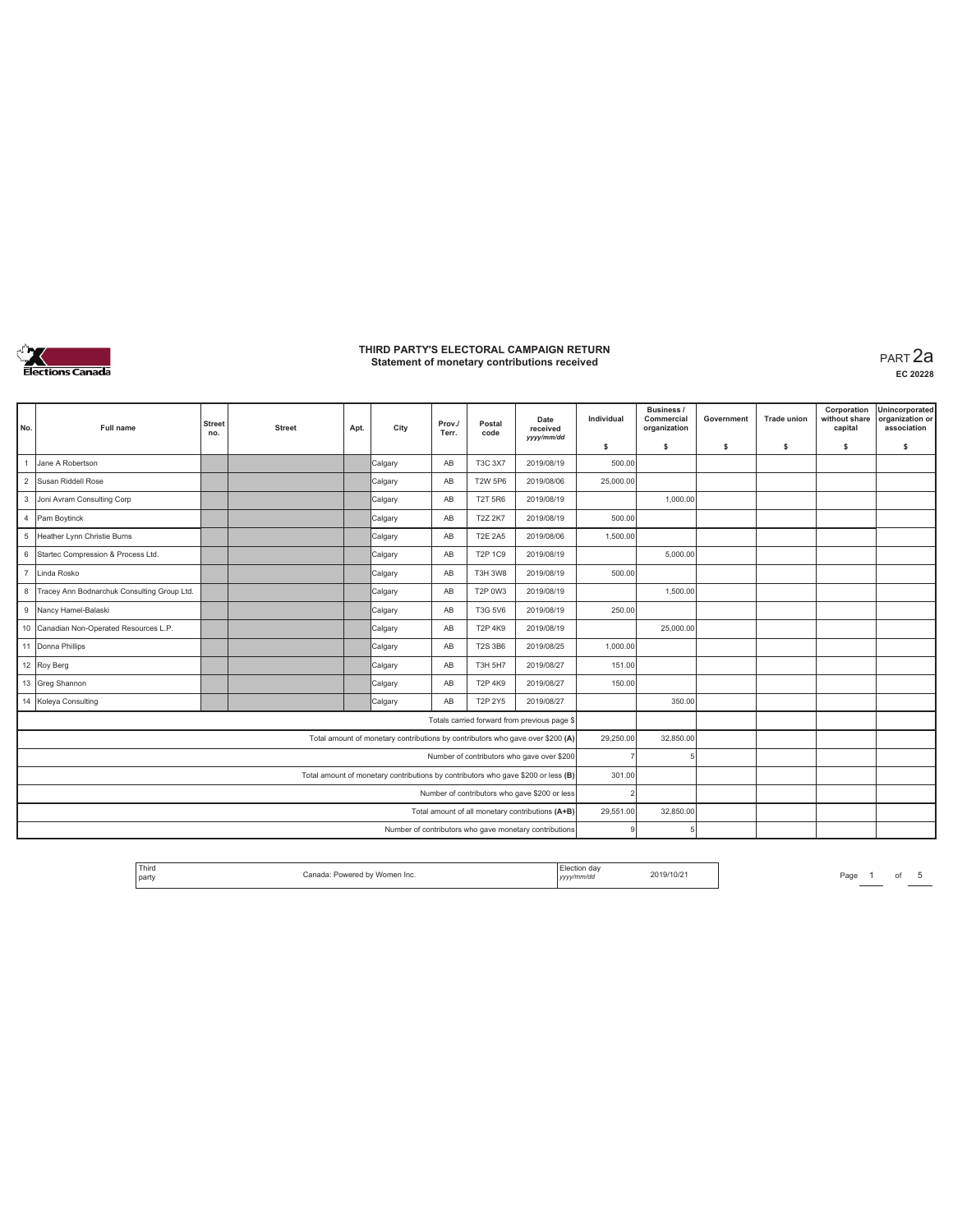# THIRD PARTY'S ELECTORAL CAMPAIGN RETURN
## Statement of monetary contributions received

PART 2a

EC 20228

| No. | Full name | Street no. | Street | Apt. | City | Prov./ Terr. | Postal code | Date received yyyy/mm/dd | Individual $ | Business / Commercial organization $ | Government $ | Trade union $ | Corporation without share capital $ | Unincorporated organization or association $ |
|---|---|---|---|---|---|---|---|---|---|---|---|---|---|---|
| 1 | Jane A Robertson | | | | Calgary | AB | T3C 3X7 | 2019/08/19 | 500.00 | | | | | |
| 2 | Susan Riddell Rose | | | | Calgary | AB | T2W 5P6 | 2019/08/06 | 25,000.00 | | | | | |
| 3 | Joni Avram Consulting Corp | | | | Calgary | AB | T2T 5R6 | 2019/08/19 | | 1,000.00 | | | | |
| 4 | Pam Boytinck | | | | Calgary | AB | T2Z 2K7 | 2019/08/19 | 500.00 | | | | | |
| 5 | Heather Lynn Christie Burns | | | | Calgary | AB | T2E 2A5 | 2019/08/06 | 1,500.00 | | | | | |
| 6 | Startec Compression & Process Ltd. | | | | Calgary | AB | T2P 1C9 | 2019/08/19 | | 5,000.00 | | | | |
| 7 | Linda Rosko | | | | Calgary | AB | T3H 3W8 | 2019/08/19 | 500.00 | | | | | |
| 8 | Tracey Ann Bodnarchuk Consulting Group Ltd. | | | | Calgary | AB | T2P 0W3 | 2019/08/19 | | 1,500.00 | | | | |
| 9 | Nancy Hamel-Balaski | | | | Calgary | AB | T3G 5V6 | 2019/08/19 | 250.00 | | | | | |
| 10 | Canadian Non-Operated Resources L.P. | | | | Calgary | AB | T2P 4K9 | 2019/08/19 | | 25,000.00 | | | | |
| 11 | Donna Phillips | | | | Calgary | AB | T2S 3B6 | 2019/08/25 | 1,000.00 | | | | | |
| 12 | Roy Berg | | | | Calgary | AB | T3H 5H7 | 2019/08/27 | 151.00 | | | | | |
| 13 | Greg Shannon | | | | Calgary | AB | T2P 4K9 | 2019/08/27 | 150.00 | | | | | |
| 14 | Koleya Consulting | | | | Calgary | AB | T2P 2Y5 | 2019/08/27 | | 350.00 | | | | |
| | Totals carried forward from previous page $ | | | | | | | | | | | | | |
| | Total amount of monetary contributions by contributors who gave over $200 (A) | | | | | | | | 29,250.00 | 32,850.00 | | | | |
| | Number of contributors who gave over $200 | | | | | | | | 7 | 5 | | | | |
| | Total amount of monetary contributions by contributors who gave $200 or less (B) | | | | | | | | 301.00 | | | | | |
| | Number of contributors who gave $200 or less | | | | | | | | 2 | | | | | |
| | Total amount of all monetary contributions (A+B) | | | | | | | | 29,551.00 | 32,850.00 | | | | |
| | Number of contributors who gave monetary contributions | | | | | | | | 9 | 5 | | | | |

| Third party | Canada: Powered by Women Inc. | Election day yyyy/mm/dd | 2019/10/21 |
|---|---|---|---|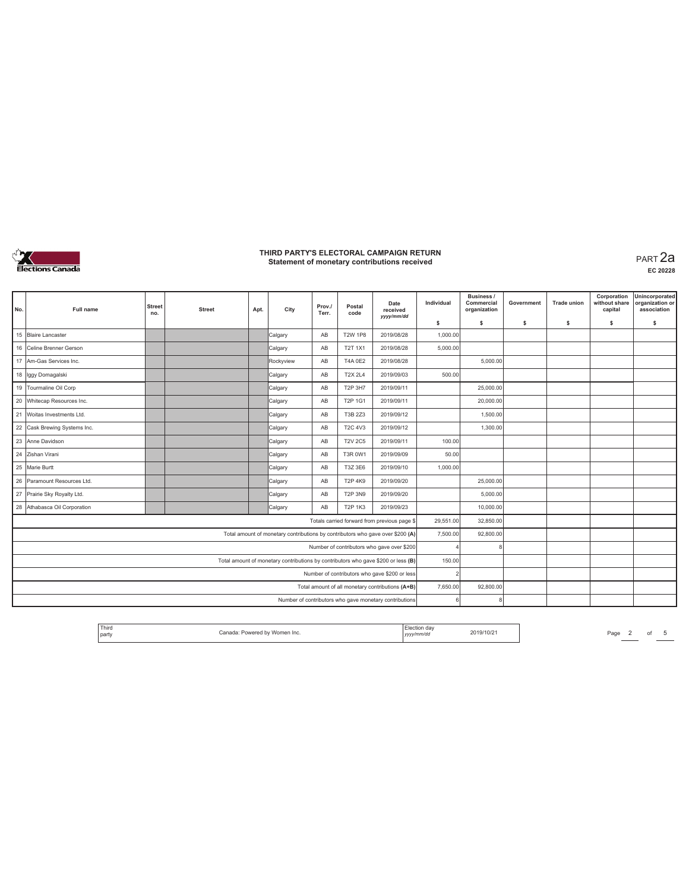# THIRD PARTY'S ELECTORAL CAMPAIGN RETURN
## Statement of monetary contributions received

PART 2a

EC 20228

| No. | Full name | Street no. | Street | Apt. | City | Prov./ Terr. | Postal code | Date received yyyy/mm/dd | Individual $ | Business / Commercial organization $ | Government $ | Trade union $ | Corporation without share capital $ | Unincorporated organization or association $ |
|---|---|---|---|---|---|---|---|---|---|---|---|---|---|---|
| 15 | Blaire Lancaster | | | | Calgary | AB | T2W 1P8 | 2019/08/28 | 1,000.00 | | | | | |
| 16 | Celine Brenner Gerson | | | | Calgary | AB | T2T 1X1 | 2019/08/28 | 5,000.00 | | | | | |
| 17 | Am-Gas Services Inc. | | | | Rockyview | AB | T4A 0E2 | 2019/08/28 | | 5,000.00 | | | | |
| 18 | Iggy Domagalski | | | | Calgary | AB | T2X 2L4 | 2019/09/03 | 500.00 | | | | | |
| 19 | Tourmaline Oil Corp | | | | Calgary | AB | T2P 3H7 | 2019/09/11 | | 25,000.00 | | | | |
| 20 | Whitecap Resources Inc. | | | | Calgary | AB | T2P 1G1 | 2019/09/11 | | 20,000.00 | | | | |
| 21 | Woitas Investments Ltd. | | | | Calgary | AB | T3B 2Z3 | 2019/09/12 | | 1,500.00 | | | | |
| 22 | Cask Brewing Systems Inc. | | | | Calgary | AB | T2C 4V3 | 2019/09/12 | | 1,300.00 | | | | |
| 23 | Anne Davidson | | | | Calgary | AB | T2V 2C5 | 2019/09/11 | 100.00 | | | | | |
| 24 | Zishan Virani | | | | Calgary | AB | T3R 0W1 | 2019/09/09 | 50.00 | | | | | |
| 25 | Marie Burtt | | | | Calgary | AB | T3Z 3E6 | 2019/09/10 | 1,000.00 | | | | | |
| 26 | Paramount Resources Ltd. | | | | Calgary | AB | T2P 4K9 | 2019/09/20 | | 25,000.00 | | | | |
| 27 | Prairie Sky Royalty Ltd. | | | | Calgary | AB | T2P 3N9 | 2019/09/20 | | 5,000.00 | | | | |
| 28 | Athabasca Oil Corporation | | | | Calgary | AB | T2P 1K3 | 2019/09/23 | | 10,000.00 | | | | |
| | | | | | | | | Totals carried forward from previous page $ | 29,551.00 | 32,850.00 | | | | |
| | | | | | | | | Total amount of monetary contributions by contributors who gave over $200 (A) | 7,500.00 | 92,800.00 | | | | |
| | | | | | | | | Number of contributors who gave over $200 | 4 | 8 | | | | |
| | | | | | | | | Total amount of monetary contributions by contributors who gave $200 or less (B) | 150.00 | | | | | |
| | | | | | | | | Number of contributors who gave $200 or less | 2 | | | | | |
| | | | | | | | | Total amount of all monetary contributions (A+B) | 7,650.00 | 92,800.00 | | | | |
| | | | | | | | | Number of contributors who gave monetary contributions | 6 | 8 | | | | |

| Third party | Canada: Powered by Women Inc. | Election day yyyy/mm/dd | 2019/10/21 |
|---|---|---|---|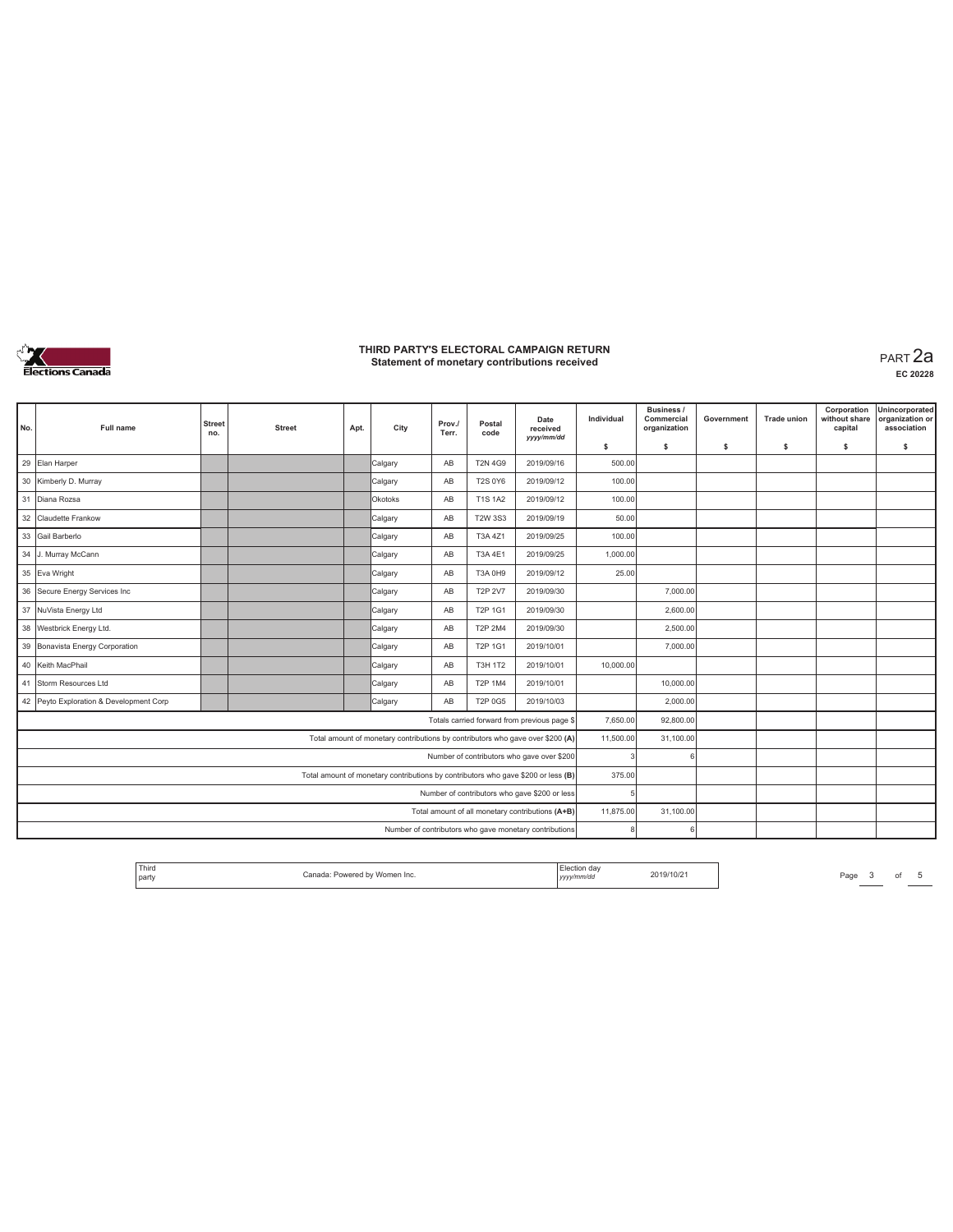# THIRD PARTY'S ELECTORAL CAMPAIGN RETURN
## Statement of monetary contributions received

PART 2a
**EC 20228**

| No. | Full name | Street no. | Street | Apt. | City | Prov./ Terr. | Postal code | Date received yyyy/mm/dd | Individual $ | Business / Commercial organization $ | Government $ | Trade union $ | Corporation without share capital $ | Unincorporated organization or association $ |
|---|---|---|---|---|---|---|---|---|---|---|---|---|---|---|
| 29 | Elan Harper | | | | Calgary | AB | T2N 4G9 | 2019/09/16 | 500.00 | | | | | |
| 30 | Kimberly D. Murray | | | | Calgary | AB | T2S 0Y6 | 2019/09/12 | 100.00 | | | | | |
| 31 | Diana Rozsa | | | | Okotoks | AB | T1S 1A2 | 2019/09/12 | 100.00 | | | | | |
| 32 | Claudette Frankow | | | | Calgary | AB | T2W 3S3 | 2019/09/19 | 50.00 | | | | | |
| 33 | Gail Barberio | | | | Calgary | AB | T3A 4Z1 | 2019/09/25 | 100.00 | | | | | |
| 34 | J. Murray McCann | | | | Calgary | AB | T3A 4E1 | 2019/09/25 | 1,000.00 | | | | | |
| 35 | Eva Wright | | | | Calgary | AB | T3A 0H9 | 2019/09/12 | 25.00 | | | | | |
| 36 | Secure Energy Services Inc | | | | Calgary | AB | T2P 2V7 | 2019/09/30 | | 7,000.00 | | | | |
| 37 | NuVista Energy Ltd | | | | Calgary | AB | T2P 1G1 | 2019/09/30 | | 2,600.00 | | | | |
| 38 | Westbrick Energy Ltd. | | | | Calgary | AB | T2P 2M4 | 2019/09/30 | | 2,500.00 | | | | |
| 39 | Bonavista Energy Corporation | | | | Calgary | AB | T2P 1G1 | 2019/10/01 | | 7,000.00 | | | | |
| 40 | Keith MacPhail | | | | Calgary | AB | T3H 1T2 | 2019/10/01 | 10,000.00 | | | | | |
| 41 | Storm Resources Ltd | | | | Calgary | AB | T2P 1M4 | 2019/10/01 | | 10,000.00 | | | | |
| 42 | Peyto Exploration & Development Corp | | | | Calgary | AB | T2P 0G5 | 2019/10/03 | | 2,000.00 | | | | |
| | Totals carried forward from previous page $ | | | | | | | | 7,650.00 | 92,800.00 | | | | |
| | Total amount of monetary contributions by contributors who gave over $200 (A) | | | | | | | | 11,500.00 | 31,100.00 | | | | |
| | Number of contributors who gave over $200 | | | | | | | | 3 | 6 | | | | |
| | Total amount of monetary contributions by contributors who gave $200 or less (B) | | | | | | | | 375.00 | | | | | |
| | Number of contributors who gave $200 or less | | | | | | | | 5 | | | | | |
| | Total amount of all monetary contributions (A+B) | | | | | | | | 11,875.00 | 31,100.00 | | | | |
| | Number of contributors who gave monetary contributions | | | | | | | | 8 | 6 | | | | |

Third party: Canada: Powered by Women Inc.

Election day yyyy/mm/dd: 2019/10/21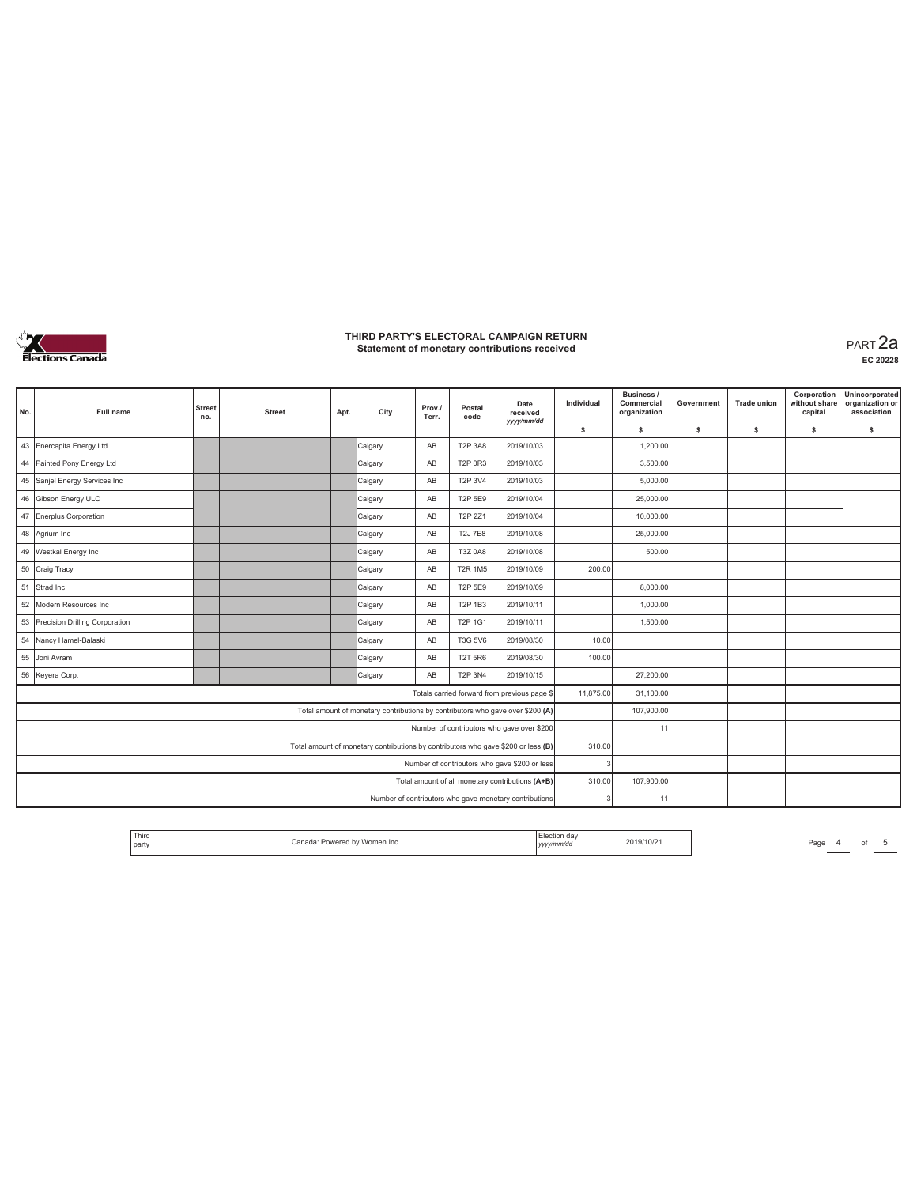# THIRD PARTY'S ELECTORAL CAMPAIGN RETURN
## Statement of monetary contributions received

PART 2a

EC 20228

| No. | Full name | Street no. | Street | Apt. | City | Prov./ Terr. | Postal code | Date received yyyy/mm/dd | Individual $ | Business / Commercial organization $ | Government $ | Trade union $ | Corporation without share capital $ | Unincorporated organization or association $ |
|---|---|---|---|---|---|---|---|---|---|---|---|---|---|---|
| 43 | Enercapita Energy Ltd | | | | Calgary | AB | T2P 3A8 | 2019/10/03 | | 1,200.00 | | | | |
| 44 | Painted Pony Energy Ltd | | | | Calgary | AB | T2P 0R3 | 2019/10/03 | | 3,500.00 | | | | |
| 45 | Sanjel Energy Services Inc | | | | Calgary | AB | T2P 3V4 | 2019/10/03 | | 5,000.00 | | | | |
| 46 | Gibson Energy ULC | | | | Calgary | AB | T2P 5E9 | 2019/10/04 | | 25,000.00 | | | | |
| 47 | Enerplus Corporation | | | | Calgary | AB | T2P 2Z1 | 2019/10/04 | | 10,000.00 | | | | |
| 48 | Agrium Inc | | | | Calgary | AB | T2J 7E8 | 2019/10/08 | | 25,000.00 | | | | |
| 49 | Westkal Energy Inc | | | | Calgary | AB | T3Z 0A8 | 2019/10/08 | | 500.00 | | | | |
| 50 | Craig Tracy | | | | Calgary | AB | T2R 1M5 | 2019/10/09 | 200.00 | | | | | |
| 51 | Strad Inc | | | | Calgary | AB | T2P 5E9 | 2019/10/09 | | 8,000.00 | | | | |
| 52 | Modern Resources Inc | | | | Calgary | AB | T2P 1B3 | 2019/10/11 | | 1,000.00 | | | | |
| 53 | Precision Drilling Corporation | | | | Calgary | AB | T2P 1G1 | 2019/10/11 | | 1,500.00 | | | | |
| 54 | Nancy Hamel-Balaski | | | | Calgary | AB | T3G 5V6 | 2019/08/30 | 10.00 | | | | | |
| 55 | Joni Avram | | | | Calgary | AB | T2T 5R6 | 2019/08/30 | 100.00 | | | | | |
| 56 | Keyera Corp. | | | | Calgary | AB | T2P 3N4 | 2019/10/15 | | 27,200.00 | | | | |
| | Totals carried forward from previous page $ | | | | | | | | 11,875.00 | 31,100.00 | | | | |
| | Total amount of monetary contributions by contributors who gave over $200 (A) | | | | | | | | | 107,900.00 | | | | |
| | Number of contributors who gave over $200 | | | | | | | | | 11 | | | | |
| | Total amount of monetary contributions by contributors who gave $200 or less (B) | | | | | | | | 310.00 | | | | | |
| | Number of contributors who gave $200 or less | | | | | | | | 3 | | | | | |
| | Total amount of all monetary contributions (A+B) | | | | | | | | 310.00 | 107,900.00 | | | | |
| | Number of contributors who gave monetary contributions | | | | | | | | 3 | 11 | | | | |

| Third party | Canada: Powered by Women Inc. | Election day yyyy/mm/dd | 2019/10/21 |
|---|---|---|---|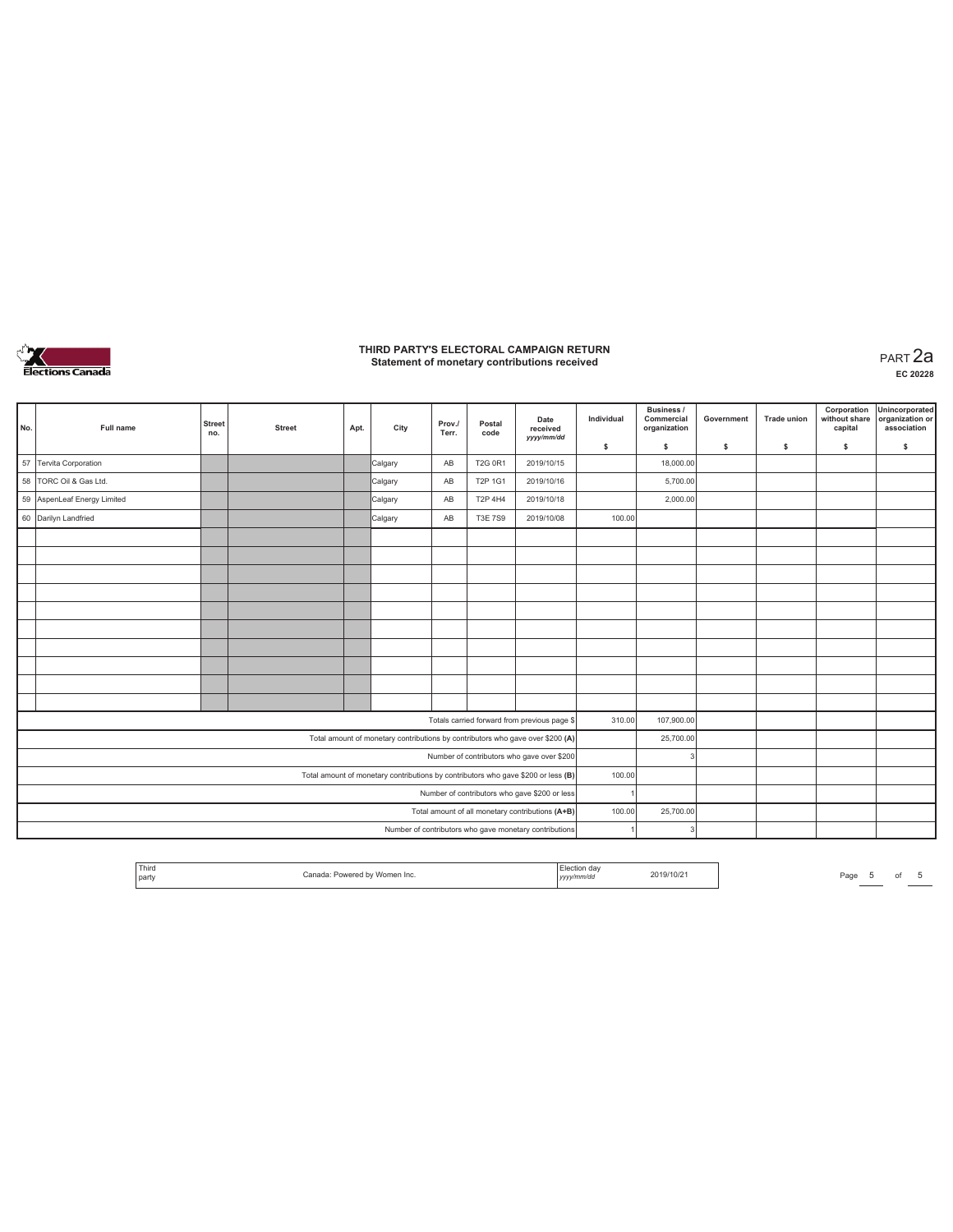# THIRD PARTY'S ELECTORAL CAMPAIGN RETURN
## Statement of monetary contributions received

PART 2a

EC 20228

| No. | Full name | Street no. | Street | Apt. | City | Prov./ Terr. | Postal code | Date received yyyy/mm/dd | Individual $ | Business / Commercial organization $ | Government $ | Trade union $ | Corporation without share capital $ | Unincorporated organization or association $ |
|---|---|---|---|---|---|---|---|---|---|---|---|---|---|---|
| 57 | Tervita Corporation | | | | Calgary | AB | T2G 0R1 | 2019/10/15 | | 18,000.00 | | | | |
| 58 | TORC Oil & Gas Ltd. | | | | Calgary | AB | T2P 1G1 | 2019/10/16 | | 5,700.00 | | | | |
| 59 | AspenLeaf Energy Limited | | | | Calgary | AB | T2P 4H4 | 2019/10/18 | | 2,000.00 | | | | |
| 60 | Darilyn Landfried | | | | Calgary | AB | T3E 7S9 | 2019/10/08 | 100.00 | | | | | |
| | | | | | | | | | | | | | | |
| | | | | | | | | | | | | | | |
| | | | | | | | | | | | | | | |
| | | | | | | | | | | | | | | |
| | | | | | | | | | | | | | | |
| | | | | | | | | | | | | | | |
| | | | | | | | | | | | | | | |
| | | | | | | | | | | | | | | |
| | | | | | | | | | | | | | | |
| | | | | | | | | | | | | | | |
| Totals carried forward from previous page $ | | | | | | | | | 310.00 | 107,900.00 | | | | |
| Total amount of monetary contributions by contributors who gave over $200 (A) | | | | | | | | | | 25,700.00 | | | | |
| Number of contributors who gave over $200 | | | | | | | | | | 3 | | | | |
| Total amount of monetary contributions by contributors who gave $200 or less (B) | | | | | | | | | 100.00 | | | | | |
| Number of contributors who gave $200 or less | | | | | | | | | 1 | | | | | |
| Total amount of all monetary contributions (A+B) | | | | | | | | | 100.00 | 25,700.00 | | | | |
| Number of contributors who gave monetary contributions | | | | | | | | | 1 | 3 | | | | |

| Third party | Canada: Powered by Women Inc. | Election day yyyy/mm/dd | 2019/10/21 |
|---|---|---|---|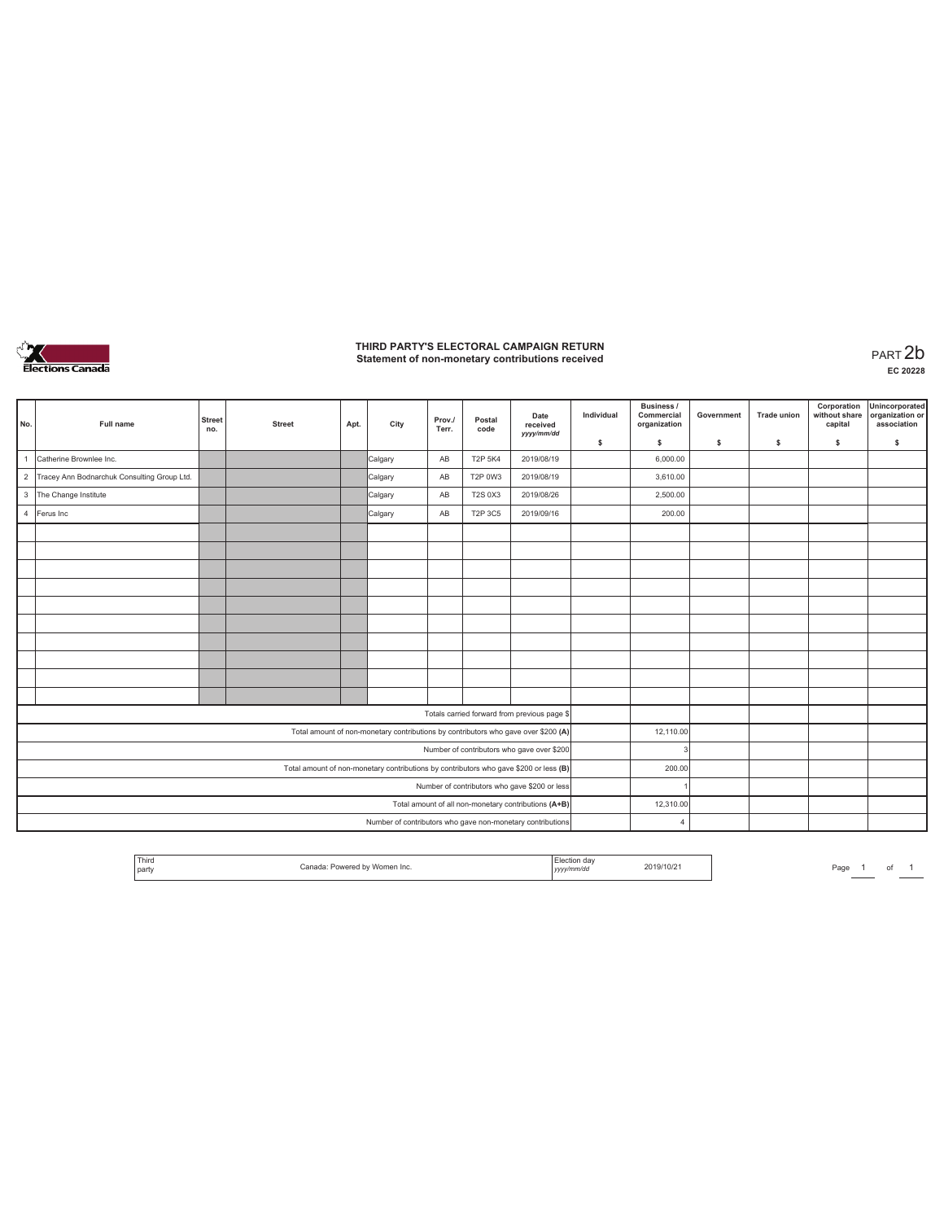Elections Canada

# THIRD PARTY'S ELECTORAL CAMPAIGN RETURN
## Statement of non-monetary contributions received

PART 2b
**EC 20228**

| No. | Full name | Street no. | Street | Apt. | City | Prov./ Terr. | Postal code | Date received yyyy/mm/dd | Individual $ | Business / Commercial organization $ | Government $ | Trade union $ | Corporation without share capital $ | Unincorporated organization or association $ |
|---|---|---|---|---|---|---|---|---|---|---|---|---|---|---|
| 1 | Catherine Brownlee Inc. | | | | Calgary | AB | T2P 5K4 | 2019/08/19 | | 6,000.00 | | | | |
| 2 | Tracey Ann Bodnarchuk Consulting Group Ltd. | | | | Calgary | AB | T2P 0W3 | 2019/08/19 | | 3,610.00 | | | | |
| 3 | The Change Institute | | | | Calgary | AB | T2S 0X3 | 2019/08/26 | | 2,500.00 | | | | |
| 4 | Ferus Inc | | | | Calgary | AB | T2P 3C5 | 2019/09/16 | | 200.00 | | | | |
| | | | | | | | | | | | | | | |
| | | | | | | | | | | | | | | |
| | | | | | | | | | | | | | | |
| | | | | | | | | | | | | | | |
| | | | | | | | | | | | | | | |
| | | | | | | | | | | | | | | |
| | | | | | | | | | | | | | | |
| | | | | | | | | | | | | | | |
| | | | | | | | | | | | | | | |
| | | | | | | | | | | | | | | |
| | Totals carried forward from previous page $ | | | | | | | | | | | | | |
| | Total amount of non-monetary contributions by contributors who gave over $200 (A) | | | | | | | | | 12,110.00 | | | | |
| | Number of contributors who gave over $200 | | | | | | | | | 3 | | | | |
| | Total amount of non-monetary contributions by contributors who gave $200 or less (B) | | | | | | | | | 200.00 | | | | |
| | Number of contributors who gave $200 or less | | | | | | | | | 1 | | | | |
| | Total amount of all non-monetary contributions (A+B) | | | | | | | | | 12,310.00 | | | | |
| | Number of contributors who gave non-monetary contributions | | | | | | | | | 4 | | | | |

| Third party | Canada: Powered by Women Inc. | Election day yyyy/mm/dd | 2019/10/21 |
|---|---|---|---|

Page 1 of 1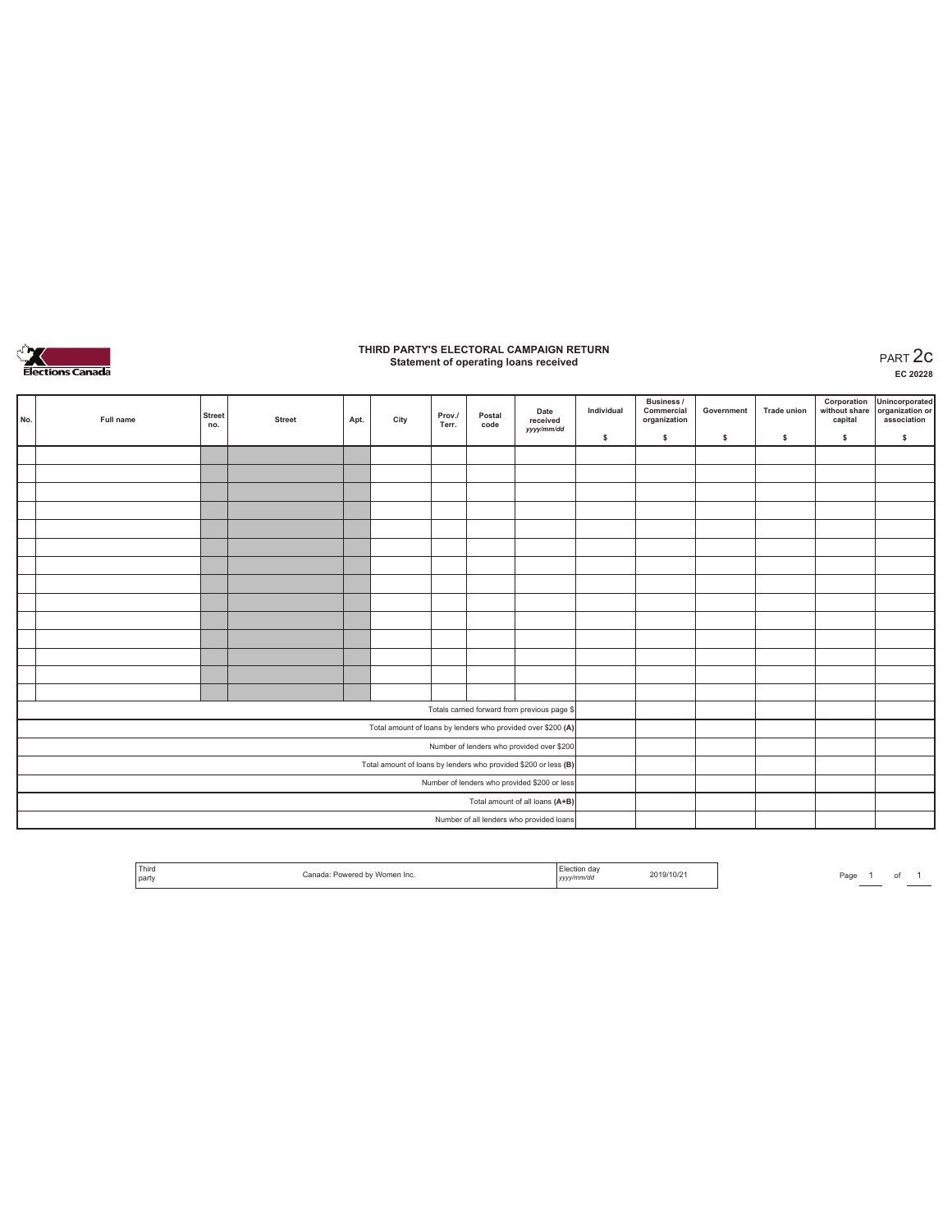Elections Canada

# THIRD PARTY'S ELECTORAL CAMPAIGN RETURN
## Statement of operating loans received

PART 2c

EC 20228

| No. | Full name | Street no. | Street | Apt. | City | Prov./ Terr. | Postal code | Date received *yyyy/mm/dd* | Individual $ | Business / Commercial organization $ | Government $ | Trade union $ | Corporation without share capital $ | Unincorporated organization or association $ |
|---|---|---|---|---|---|---|---|---|---|---|---|---|---|---|
| | | | | | | | | | | | | | | |
| | | | | | | | | | | | | | | |
| | | | | | | | | | | | | | | |
| | | | | | | | | | | | | | | |
| | | | | | | | | | | | | | | |
| | | | | | | | | | | | | | | |
| | | | | | | | | | | | | | | |
| | | | | | | | | | | | | | | |
| | | | | | | | | | | | | | | |
| | | | | | | | | | | | | | | |
| | | | | | | | | | | | | | | |
| | | | | | | | | | | | | | | |
| | | | | | | | | | | | | | | |
| | | | | | | | | | | | | | | |
| Totals carried forward from previous page $ | | | | | | | | | | | | | | |
| Total amount of loans by lenders who provided over $200 **(A)** | | | | | | | | | | | | | | |
| Number of lenders who provided over $200 | | | | | | | | | | | | | | |
| Total amount of loans by lenders who provided $200 or less **(B)** | | | | | | | | | | | | | | |
| Number of lenders who provided $200 or less | | | | | | | | | | | | | | |
| Total amount of all loans **(A+B)** | | | | | | | | | | | | | | |
| Number of all lenders who provided loans | | | | | | | | | | | | | | |

| Third party | Canada: Powered by Women Inc. | Election day *yyyy/mm/dd* | 2019/10/21 |
|---|---|---|---|

Page 1 of 1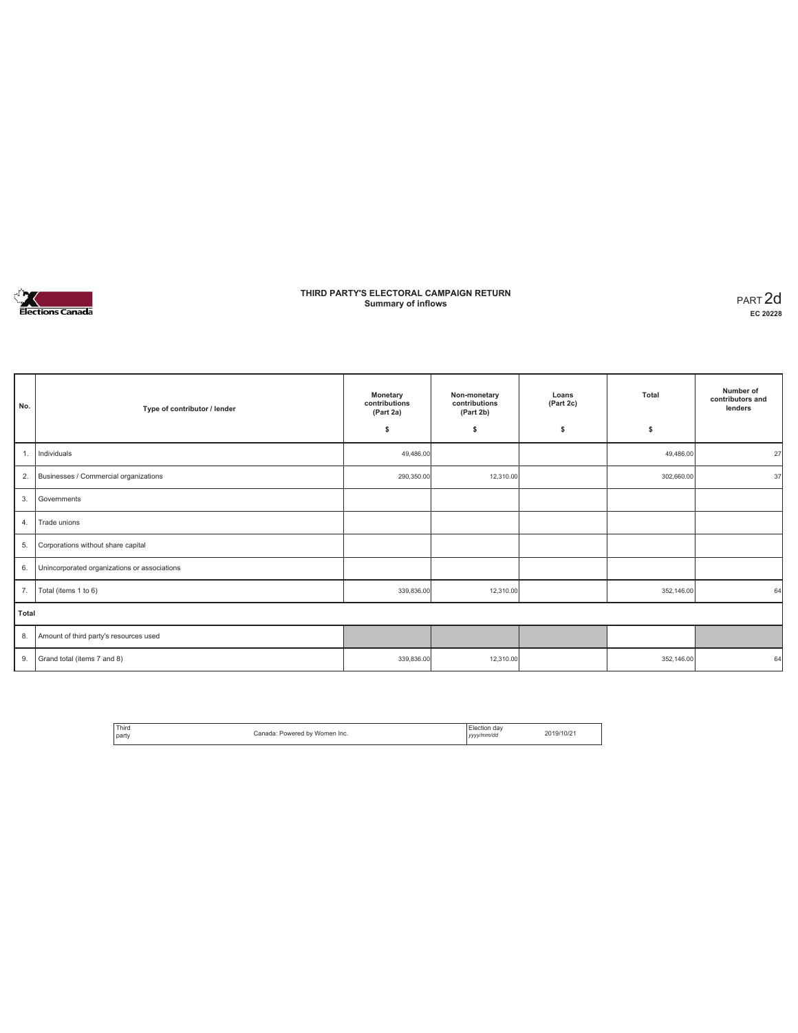Elections Canada

# THIRD PARTY'S ELECTORAL CAMPAIGN RETURN
## Summary of inflows

PART 2d
**EC 20228**

| No. | Type of contributor / lender | Monetary contributions (Part 2a) $ | Non-monetary contributions (Part 2b) $ | Loans (Part 2c) $ | Total $ | Number of contributors and lenders |
|---|---|---|---|---|---|---|
| 1. | Individuals | 49,486.00 | | | 49,486.00 | 27 |
| 2. | Businesses / Commercial organizations | 290,350.00 | 12,310.00 | | 302,660.00 | 37 |
| 3. | Governments | | | | | |
| 4. | Trade unions | | | | | |
| 5. | Corporations without share capital | | | | | |
| 6. | Unincorporated organizations or associations | | | | | |
| 7. | Total (items 1 to 6) | 339,836.00 | 12,310.00 | | 352,146.00 | 64 |
| **Total** | | | | | | |
| 8. | Amount of third party's resources used | | | | | |
| 9. | Grand total (items 7 and 8) | 339,836.00 | 12,310.00 | | 352,146.00 | 64 |

| Third party | Canada: Powered by Women Inc. | Election day *yyyy/mm/dd* | 2019/10/21 |
|---|---|---|---|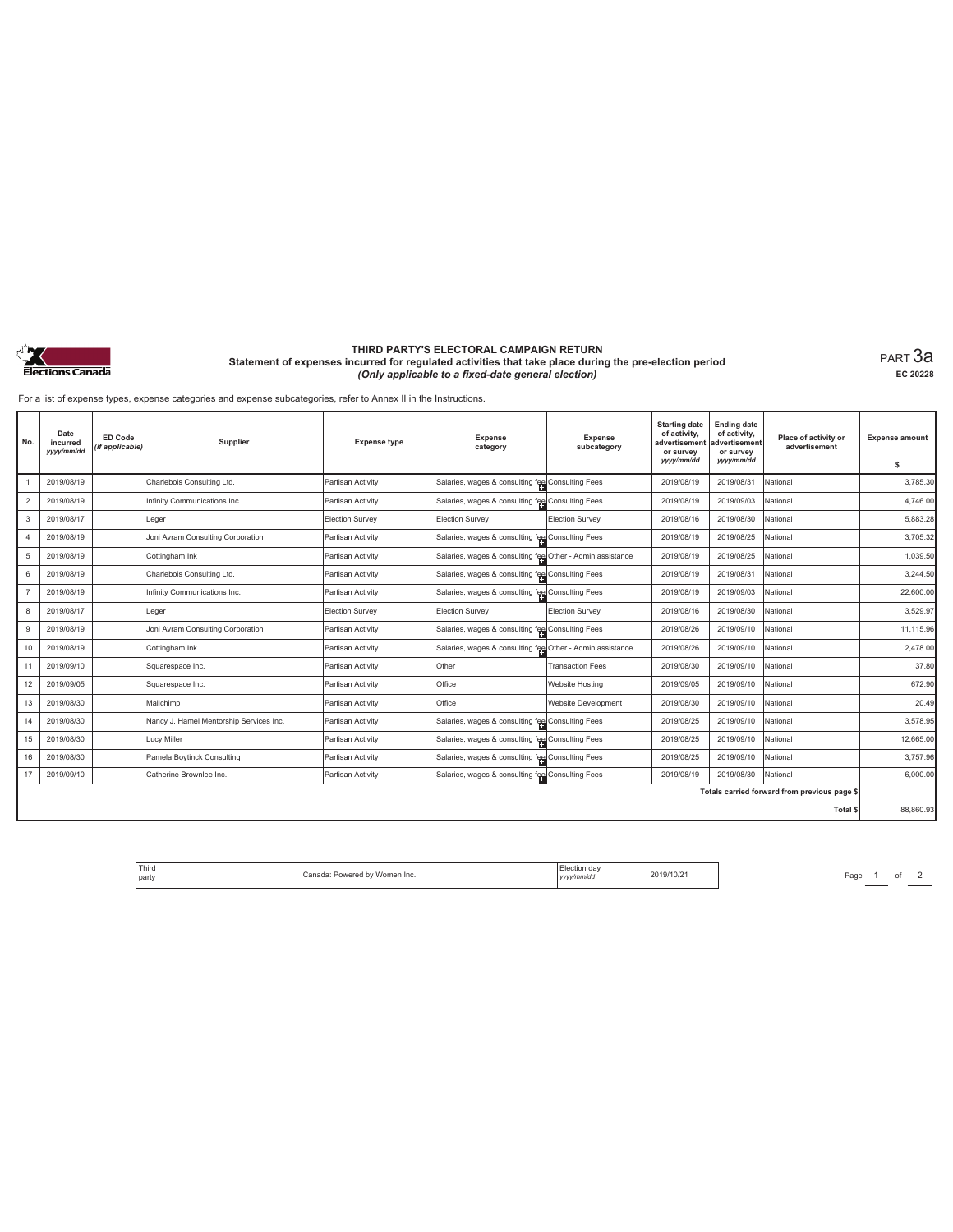# THIRD PARTY'S ELECTORAL CAMPAIGN RETURN

## Statement of expenses incurred for regulated activities that take place during the pre-election period

*(Only applicable to a fixed-date general election)*

PART 3a

EC 20228

For a list of expense types, expense categories and expense subcategories, refer to Annex II in the Instructions.

| No. | Date incurred yyyy/mm/dd | ED Code (if applicable) | Supplier | Expense type | Expense category | Expense subcategory | Starting date of activity, advertisement or survey yyyy/mm/dd | Ending date of activity, advertisement or survey yyyy/mm/dd | Place of activity or advertisement | Expense amount $ |
|---|---|---|---|---|---|---|---|---|---|---|
| 1 | 2019/08/19 | | Charlebois Consulting Ltd. | Partisan Activity | Salaries, wages & consulting fee | Consulting Fees | 2019/08/19 | 2019/08/31 | National | 3,785.30 |
| 2 | 2019/08/19 | | Infinity Communications Inc. | Partisan Activity | Salaries, wages & consulting fee | Consulting Fees | 2019/08/19 | 2019/09/03 | National | 4,746.00 |
| 3 | 2019/08/17 | | Leger | Election Survey | Election Survey | Election Survey | 2019/08/16 | 2019/08/30 | National | 5,883.28 |
| 4 | 2019/08/19 | | Joni Avram Consulting Corporation | Partisan Activity | Salaries, wages & consulting fee | Consulting Fees | 2019/08/19 | 2019/08/25 | National | 3,705.32 |
| 5 | 2019/08/19 | | Cottingham Ink | Partisan Activity | Salaries, wages & consulting fee | Other - Admin assistance | 2019/08/19 | 2019/08/25 | National | 1,039.50 |
| 6 | 2019/08/19 | | Charlebois Consulting Ltd. | Partisan Activity | Salaries, wages & consulting fee | Consulting Fees | 2019/08/19 | 2019/08/31 | National | 3,244.50 |
| 7 | 2019/08/19 | | Infinity Communications Inc. | Partisan Activity | Salaries, wages & consulting fee | Consulting Fees | 2019/08/19 | 2019/09/03 | National | 22,600.00 |
| 8 | 2019/08/17 | | Leger | Election Survey | Election Survey | Election Survey | 2019/08/16 | 2019/08/30 | National | 3,529.97 |
| 9 | 2019/08/19 | | Joni Avram Consulting Corporation | Partisan Activity | Salaries, wages & consulting fee | Consulting Fees | 2019/08/26 | 2019/09/10 | National | 11,115.96 |
| 10 | 2019/08/19 | | Cottingham Ink | Partisan Activity | Salaries, wages & consulting fee | Other - Admin assistance | 2019/08/26 | 2019/09/10 | National | 2,478.00 |
| 11 | 2019/09/10 | | Squarespace Inc. | Partisan Activity | Other | Transaction Fees | 2019/08/30 | 2019/09/10 | National | 37.80 |
| 12 | 2019/09/05 | | Squarespace Inc. | Partisan Activity | Office | Website Hosting | 2019/09/05 | 2019/09/10 | National | 672.90 |
| 13 | 2019/08/30 | | Mailchimp | Partisan Activity | Office | Website Development | 2019/08/30 | 2019/09/10 | National | 20.49 |
| 14 | 2019/08/30 | | Nancy J. Hamel Mentorship Services Inc. | Partisan Activity | Salaries, wages & consulting fee | Consulting Fees | 2019/08/25 | 2019/09/10 | National | 3,578.95 |
| 15 | 2019/08/30 | | Lucy Miller | Partisan Activity | Salaries, wages & consulting fee | Consulting Fees | 2019/08/25 | 2019/09/10 | National | 12,665.00 |
| 16 | 2019/08/30 | | Pamela Boytinck Consulting | Partisan Activity | Salaries, wages & consulting fee | Consulting Fees | 2019/08/25 | 2019/09/10 | National | 3,757.96 |
| 17 | 2019/09/10 | | Catherine Brownlee Inc. | Partisan Activity | Salaries, wages & consulting fee | Consulting Fees | 2019/08/19 | 2019/08/30 | National | 6,000.00 |
| | | | | | | | | | Totals carried forward from previous page $ | |
| | | | | | | | | | Total $ | 88,860.93 |

| Third party | Canada: Powered by Women Inc. | Election day yyyy/mm/dd | 2019/10/21 |
|---|---|---|---|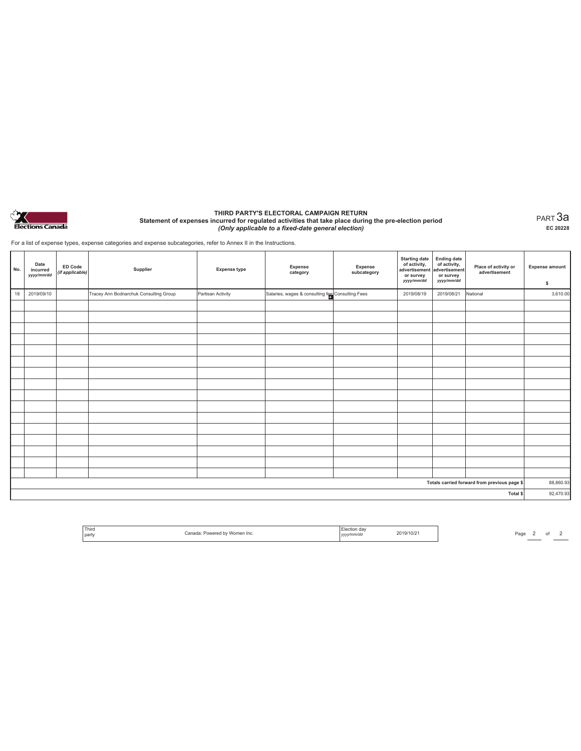Elections Canada

# THIRD PARTY'S ELECTORAL CAMPAIGN RETURN

## Statement of expenses incurred for regulated activities that take place during the pre-election period

*(Only applicable to a fixed-date general election)*

PART 3a

EC 20228

For a list of expense types, expense categories and expense subcategories, refer to Annex II in the Instructions.

| No. | Date incurred *yyyy/mm/dd* | ED Code *(if applicable)* | Supplier | Expense type | Expense category | Expense subcategory | Starting date of activity, advertisement or survey *yyyy/mm/dd* | Ending date of activity, advertisement or survey *yyyy/mm/dd* | Place of activity or advertisement | Expense amount $ |
|---|---|---|---|---|---|---|---|---|---|---|
| 18 | 2019/09/10 | | Tracey Ann Bodnarchuk Consulting Group | Partisan Activity | Salaries, wages & consulting fee | Consulting Fees | 2019/08/19 | 2019/08/21 | National | 3,610.00 |
| | | | | | | | | | | |
| | | | | | | | | | | |
| | | | | | | | | | | |
| | | | | | | | | | | |
| | | | | | | | | | | |
| | | | | | | | | | | |
| | | | | | | | | | | |
| | | | | | | | | | | |
| | | | | | | | | | | |
| | | | | | | | | | | |
| | | | | | | | | | | |
| | | | | | | | | | | |
| | | | | | | | | | | |
| | | | | | | | | | | |
| | | | | | | | | | | |
| | | | | | | | | | | |
| | | | | | | | | | Totals carried forward from previous page $ | 88,860.93 |
| | | | | | | | | | Total $ | 92,470.93 |

| Third party | Canada: Powered by Women Inc. | Election day *yyyy/mm/dd* | 2019/10/21 |
|---|---|---|---|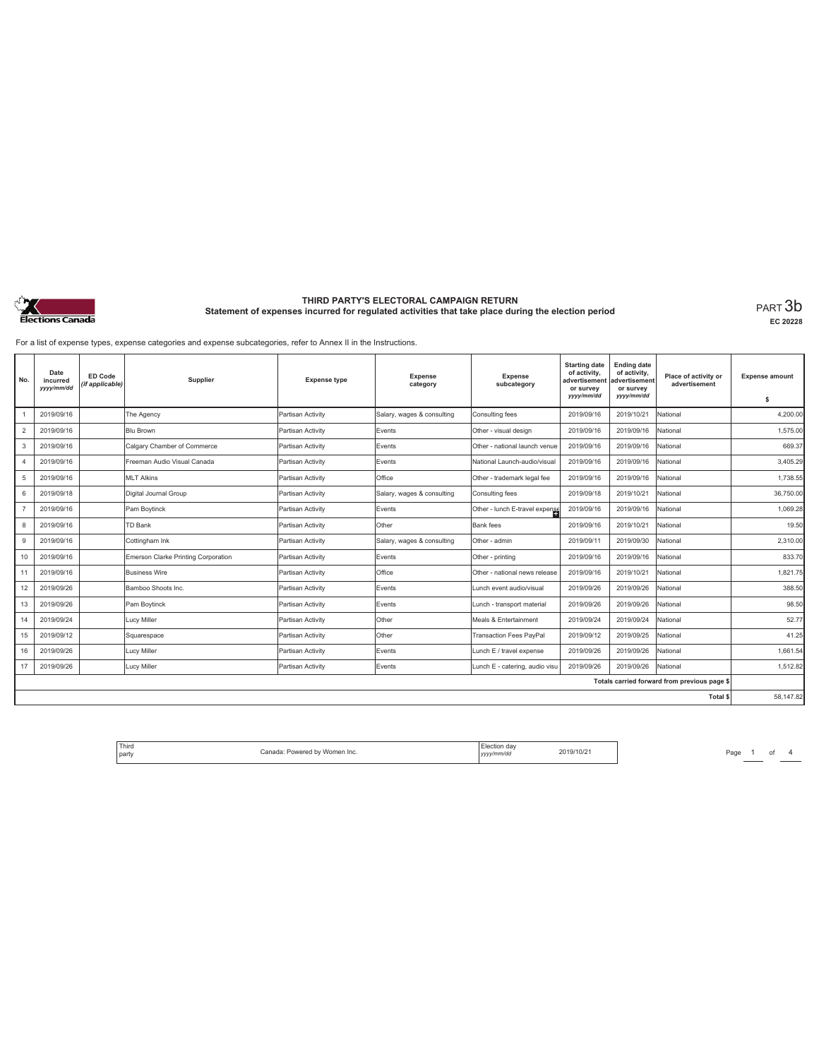# THIRD PARTY'S ELECTORAL CAMPAIGN RETURN

## Statement of expenses incurred for regulated activities that take place during the election period

PART 3b

EC 20228

For a list of expense types, expense categories and expense subcategories, refer to Annex II in the Instructions.

| No. | Date incurred *yyyy/mm/dd* | ED Code *(if applicable)* | Supplier | Expense type | Expense category | Expense subcategory | Starting date of activity, advertisement or survey *yyyy/mm/dd* | Ending date of activity, advertisement or survey *yyyy/mm/dd* | Place of activity or advertisement | Expense amount $ |
|---|---|---|---|---|---|---|---|---|---|---|
| 1 | 2019/09/16 | | The Agency | Partisan Activity | Salary, wages & consulting | Consulting fees | 2019/09/16 | 2019/10/21 | National | 4,200.00 |
| 2 | 2019/09/16 | | Blu Brown | Partisan Activity | Events | Other - visual design | 2019/09/16 | 2019/09/16 | National | 1,575.00 |
| 3 | 2019/09/16 | | Calgary Chamber of Commerce | Partisan Activity | Events | Other - national launch venue | 2019/09/16 | 2019/09/16 | National | 669.37 |
| 4 | 2019/09/16 | | Freeman Audio Visual Canada | Partisan Activity | Events | National Launch-audio/visual | 2019/09/16 | 2019/09/16 | National | 3,405.29 |
| 5 | 2019/09/16 | | MLT Aikins | Partisan Activity | Office | Other - trademark legal fee | 2019/09/16 | 2019/09/16 | National | 1,738.55 |
| 6 | 2019/09/18 | | Digital Journal Group | Partisan Activity | Salary, wages & consulting | Consulting fees | 2019/09/18 | 2019/10/21 | National | 36,750.00 |
| 7 | 2019/09/16 | | Pam Boytinck | Partisan Activity | Events | Other - lunch E-travel expense | 2019/09/16 | 2019/09/16 | National | 1,069.28 |
| 8 | 2019/09/16 | | TD Bank | Partisan Activity | Other | Bank fees | 2019/09/16 | 2019/10/21 | National | 19.50 |
| 9 | 2019/09/16 | | Cottingham Ink | Partisan Activity | Salary, wages & consulting | Other - admin | 2019/09/11 | 2019/09/30 | National | 2,310.00 |
| 10 | 2019/09/16 | | Emerson Clarke Printing Corporation | Partisan Activity | Events | Other - printing | 2019/09/16 | 2019/09/16 | National | 833.70 |
| 11 | 2019/09/16 | | Business Wire | Partisan Activity | Office | Other - national news release | 2019/09/16 | 2019/10/21 | National | 1,821.75 |
| 12 | 2019/09/26 | | Bamboo Shoots Inc. | Partisan Activity | Events | Lunch event audio/visual | 2019/09/26 | 2019/09/26 | National | 388.50 |
| 13 | 2019/09/26 | | Pam Boytinck | Partisan Activity | Events | Lunch - transport material | 2019/09/26 | 2019/09/26 | National | 98.50 |
| 14 | 2019/09/24 | | Lucy Miller | Partisan Activity | Other | Meals & Entertainment | 2019/09/24 | 2019/09/24 | National | 52.77 |
| 15 | 2019/09/12 | | Squarespace | Partisan Activity | Other | Transaction Fees PayPal | 2019/09/12 | 2019/09/25 | National | 41.25 |
| 16 | 2019/09/26 | | Lucy Miller | Partisan Activity | Events | Lunch E / travel expense | 2019/09/26 | 2019/09/26 | National | 1,661.54 |
| 17 | 2019/09/26 | | Lucy Miller | Partisan Activity | Events | Lunch E - catering, audio visu | 2019/09/26 | 2019/09/26 | National | 1,512.82 |
| | | | | | | | | | Totals carried forward from previous page $ | |
| | | | | | | | | | Total $ | 58,147.82 |

| Third party | Canada: Powered by Women Inc. | Election day *yyyy/mm/dd* | 2019/10/21 |
|---|---|---|---|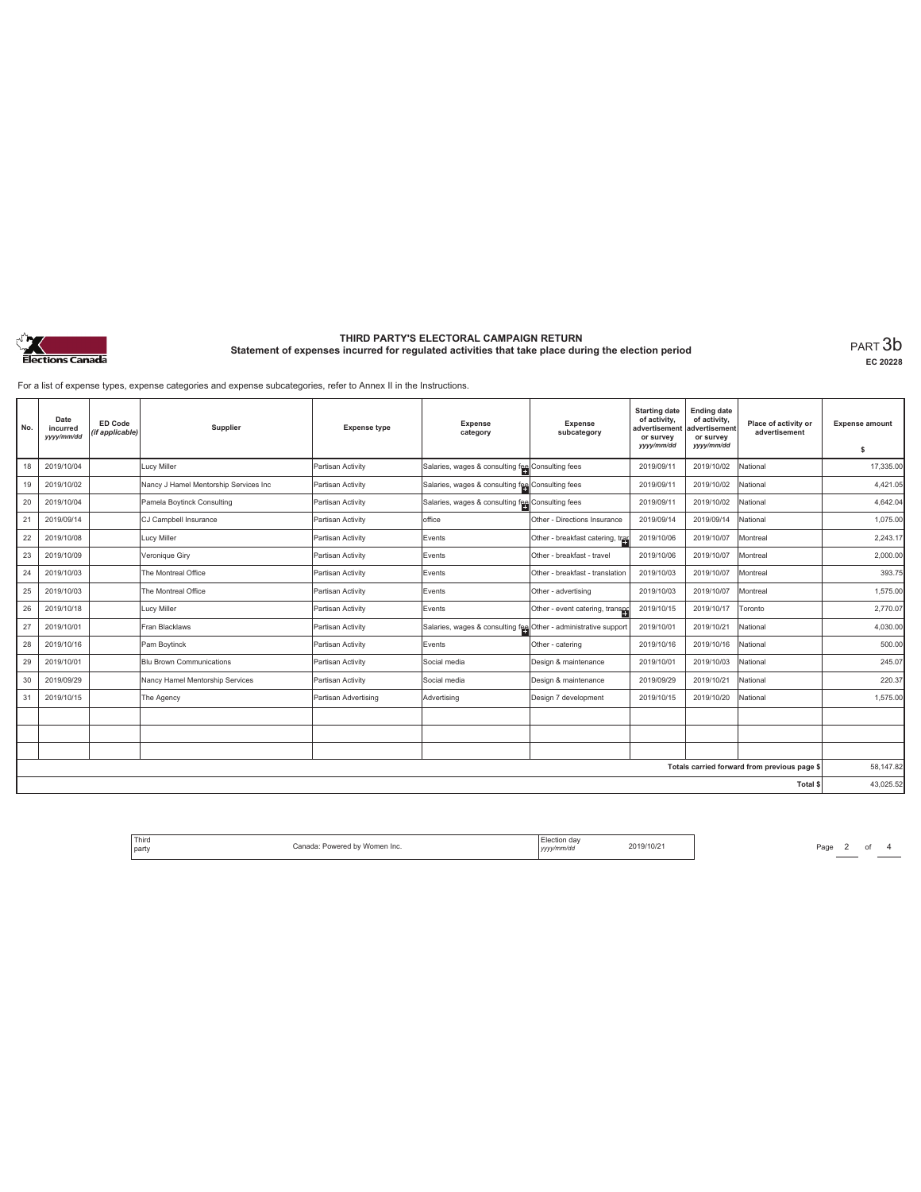# THIRD PARTY'S ELECTORAL CAMPAIGN RETURN

## Statement of expenses incurred for regulated activities that take place during the election period

PART 3b

EC 20228

For a list of expense types, expense categories and expense subcategories, refer to Annex II in the Instructions.

| No. | Date incurred yyyy/mm/dd | ED Code (if applicable) | Supplier | Expense type | Expense category | Expense subcategory | Starting date of activity, advertisement or survey yyyy/mm/dd | Ending date of activity, advertisement or survey yyyy/mm/dd | Place of activity or advertisement | Expense amount $ |
|---|---|---|---|---|---|---|---|---|---|---|
| 18 | 2019/10/04 | | Lucy Miller | Partisan Activity | Salaries, wages & consulting fee | Consulting fees | 2019/09/11 | 2019/10/02 | National | 17,335.00 |
| 19 | 2019/10/02 | | Nancy J Hamel Mentorship Services Inc | Partisan Activity | Salaries, wages & consulting fee | Consulting fees | 2019/09/11 | 2019/10/02 | National | 4,421.05 |
| 20 | 2019/10/04 | | Pamela Boytinck Consulting | Partisan Activity | Salaries, wages & consulting fee | Consulting fees | 2019/09/11 | 2019/10/02 | National | 4,642.04 |
| 21 | 2019/09/14 | | CJ Campbell Insurance | Partisan Activity | office | Other - Directions Insurance | 2019/09/14 | 2019/09/14 | National | 1,075.00 |
| 22 | 2019/10/08 | | Lucy Miller | Partisan Activity | Events | Other - breakfast catering, tra | 2019/10/06 | 2019/10/07 | Montreal | 2,243.17 |
| 23 | 2019/10/09 | | Veronique Giry | Partisan Activity | Events | Other - breakfast - travel | 2019/10/06 | 2019/10/07 | Montreal | 2,000.00 |
| 24 | 2019/10/03 | | The Montreal Office | Partisan Activity | Events | Other - breakfast - translation | 2019/10/03 | 2019/10/07 | Montreal | 393.75 |
| 25 | 2019/10/03 | | The Montreal Office | Partisan Activity | Events | Other - advertising | 2019/10/03 | 2019/10/07 | Montreal | 1,575.00 |
| 26 | 2019/10/18 | | Lucy Miller | Partisan Activity | Events | Other - event catering, transp | 2019/10/15 | 2019/10/17 | Toronto | 2,770.07 |
| 27 | 2019/10/01 | | Fran Blacklaws | Partisan Activity | Salaries, wages & consulting fee | Other - administrative support | 2019/10/01 | 2019/10/21 | National | 4,030.00 |
| 28 | 2019/10/16 | | Pam Boytinck | Partisan Activity | Events | Other - catering | 2019/10/16 | 2019/10/16 | National | 500.00 |
| 29 | 2019/10/01 | | Blu Brown Communications | Partisan Activity | Social media | Design & maintenance | 2019/10/01 | 2019/10/03 | National | 245.07 |
| 30 | 2019/09/29 | | Nancy Hamel Mentorship Services | Partisan Activity | Social media | Design & maintenance | 2019/09/29 | 2019/10/21 | National | 220.37 |
| 31 | 2019/10/15 | | The Agency | Partisan Advertising | Advertising | Design 7 development | 2019/10/15 | 2019/10/20 | National | 1,575.00 |
| | | | | | | | | | | |
| | | | | | | | | | | |
| | | | | | | | | | | |
| | | | | | | | | | Totals carried forward from previous page $ | 58,147.82 |
| | | | | | | | | | Total $ | 43,025.52 |

| Third party | Canada: Powered by Women Inc. | Election day yyyy/mm/dd | 2019/10/21 |
|---|---|---|---|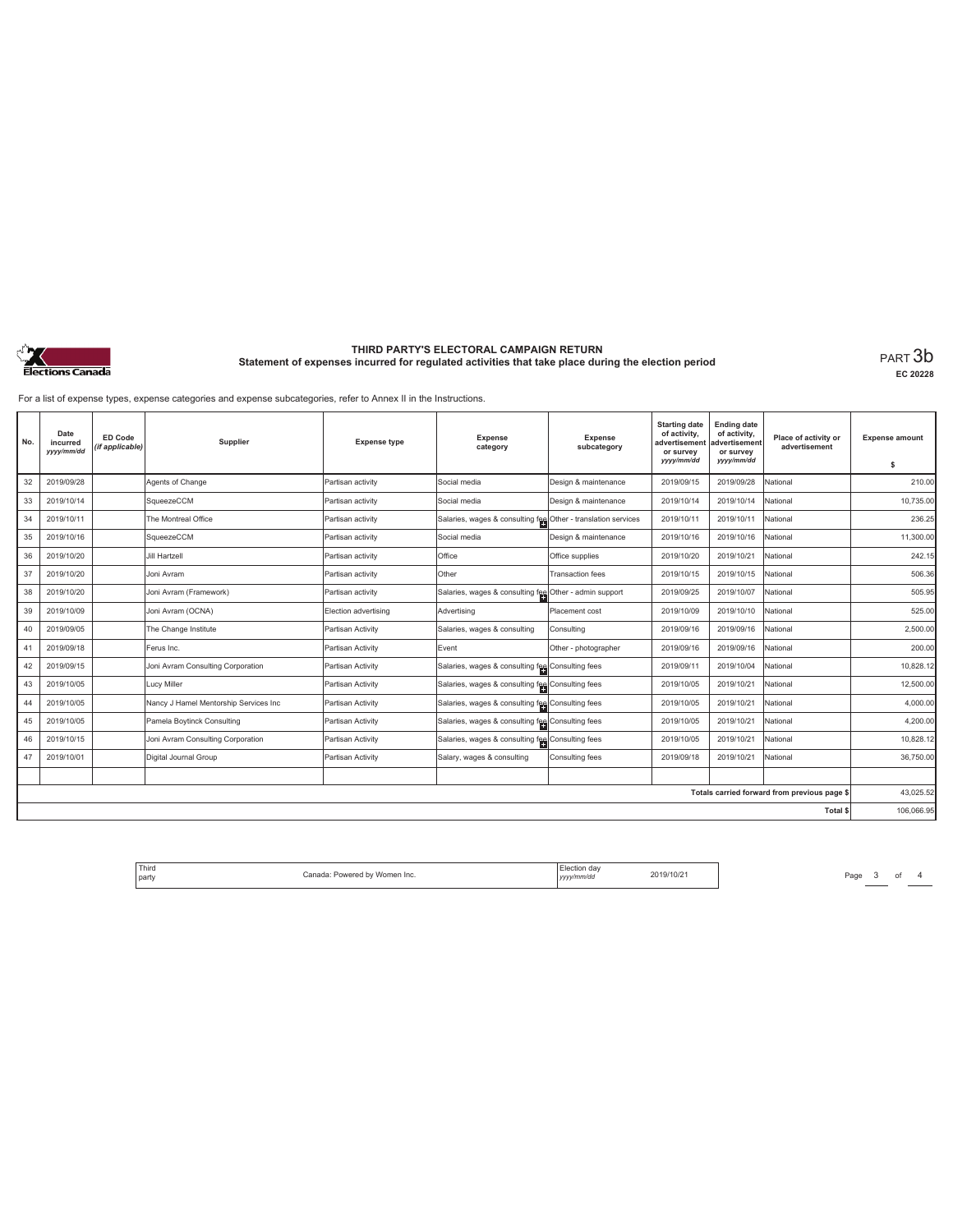# THIRD PARTY'S ELECTORAL CAMPAIGN RETURN

## Statement of expenses incurred for regulated activities that take place during the election period

PART 3b

EC 20228

For a list of expense types, expense categories and expense subcategories, refer to Annex II in the Instructions.

| No. | Date incurred *yyyy/mm/dd* | ED Code *(if applicable)* | Supplier | Expense type | Expense category | Expense subcategory | Starting date of activity, advertisement or survey *yyyy/mm/dd* | Ending date of activity, advertisement or survey *yyyy/mm/dd* | Place of activity or advertisement | Expense amount $ |
|---|---|---|---|---|---|---|---|---|---|---|
| 32 | 2019/09/28 | | Agents of Change | Partisan activity | Social media | Design & maintenance | 2019/09/15 | 2019/09/28 | National | 210.00 |
| 33 | 2019/10/14 | | SqueezeCCM | Partisan activity | Social media | Design & maintenance | 2019/10/14 | 2019/10/14 | National | 10,735.00 |
| 34 | 2019/10/11 | | The Montreal Office | Partisan activity | Salaries, wages & consulting fee | Other - translation services | 2019/10/11 | 2019/10/11 | National | 236.25 |
| 35 | 2019/10/16 | | SqueezeCCM | Partisan activity | Social media | Design & maintenance | 2019/10/16 | 2019/10/16 | National | 11,300.00 |
| 36 | 2019/10/20 | | Jill Hartzell | Partisan activity | Office | Office supplies | 2019/10/20 | 2019/10/21 | National | 242.15 |
| 37 | 2019/10/20 | | Joni Avram | Partisan activity | Other | Transaction fees | 2019/10/15 | 2019/10/15 | National | 506.36 |
| 38 | 2019/10/20 | | Joni Avram (Framework) | Partisan activity | Salaries, wages & consulting fee | Other - admin support | 2019/09/25 | 2019/10/07 | National | 505.95 |
| 39 | 2019/10/09 | | Joni Avram (OCNA) | Election advertising | Advertising | Placement cost | 2019/10/09 | 2019/10/10 | National | 525.00 |
| 40 | 2019/09/05 | | The Change Institute | Partisan Activity | Salaries, wages & consulting | Consulting | 2019/09/16 | 2019/09/16 | National | 2,500.00 |
| 41 | 2019/09/18 | | Ferus Inc. | Partisan Activity | Event | Other - photographer | 2019/09/16 | 2019/09/16 | National | 200.00 |
| 42 | 2019/09/15 | | Joni Avram Consulting Corporation | Partisan Activity | Salaries, wages & consulting fee | Consulting fees | 2019/09/11 | 2019/10/04 | National | 10,828.12 |
| 43 | 2019/10/05 | | Lucy Miller | Partisan Activity | Salaries, wages & consulting fee | Consulting fees | 2019/10/05 | 2019/10/21 | National | 12,500.00 |
| 44 | 2019/10/05 | | Nancy J Hamel Mentorship Services Inc | Partisan Activity | Salaries, wages & consulting fee | Consulting fees | 2019/10/05 | 2019/10/21 | National | 4,000.00 |
| 45 | 2019/10/05 | | Pamela Boytinck Consulting | Partisan Activity | Salaries, wages & consulting fee | Consulting fees | 2019/10/05 | 2019/10/21 | National | 4,200.00 |
| 46 | 2019/10/15 | | Joni Avram Consulting Corporation | Partisan Activity | Salaries, wages & consulting fee | Consulting fees | 2019/10/05 | 2019/10/21 | National | 10,828.12 |
| 47 | 2019/10/01 | | Digital Journal Group | Partisan Activity | Salary, wages & consulting | Consulting fees | 2019/09/18 | 2019/10/21 | National | 36,750.00 |
| | | | | | | | | | | |
| | | | | | | | | | Totals carried forward from previous page $ | 43,025.52 |
| | | | | | | | | | Total $ | 106,066.95 |

| Third party | Canada: Powered by Women Inc. | Election day *yyyy/mm/dd* | 2019/10/21 |
|---|---|---|---|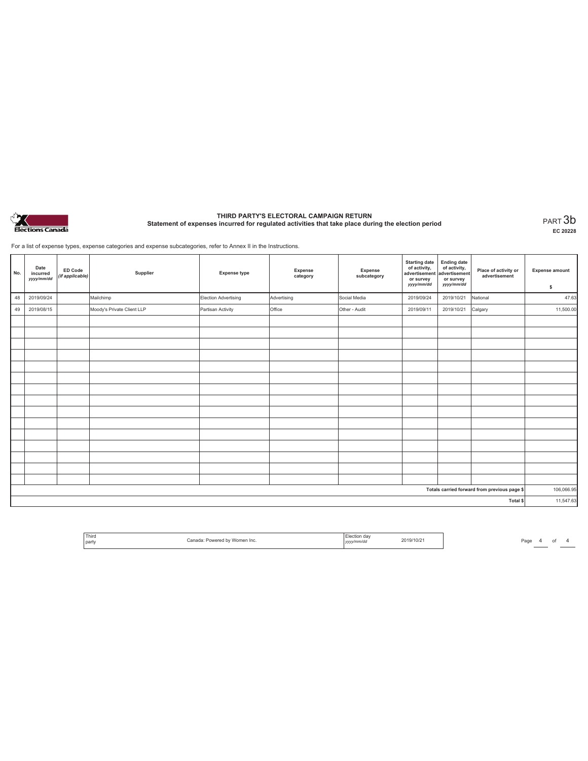**THIRD PARTY'S ELECTORAL CAMPAIGN RETURN**
**Statement of expenses incurred for regulated activities that take place during the election period**

PART 3b
EC 20228

For a list of expense types, expense categories and expense subcategories, refer to Annex II in the Instructions.

| No. | Date incurred yyyy/mm/dd | ED Code (if applicable) | Supplier | Expense type | Expense category | Expense subcategory | Starting date of activity, advertisement or survey yyyy/mm/dd | Ending date of activity, advertisement or survey yyyy/mm/dd | Place of activity or advertisement | Expense amount $ |
|---|---|---|---|---|---|---|---|---|---|---|
| 48 | 2019/09/24 | | Mailchimp | Election Advertising | Advertising | Social Media | 2019/09/24 | 2019/10/21 | National | 47.63 |
| 49 | 2019/08/15 | | Moody's Private Client LLP | Partisan Activity | Office | Other - Audit | 2019/09/11 | 2019/10/21 | Calgary | 11,500.00 |
| | | | | | | | | | | |
| | | | | | | | | | | |
| | | | | | | | | | | |
| | | | | | | | | | | |
| | | | | | | | | | | |
| | | | | | | | | | | |
| | | | | | | | | | | |
| | | | | | | | | | | |
| | | | | | | | | | | |
| | | | | | | | | | | |
| | | | | | | | | | | |
| | | | | | | | | | | |
| | | | | | | | | | | |
| | | | | | | | | | | |
| | | | | | | | | | | |
| Totals carried forward from previous page $ | | | | | | | | | | 106,066.95 |
| Total $ | | | | | | | | | | 11,547.63 |

| Third party | Canada: Powered by Women Inc. | Election day yyyy/mm/dd | 2019/10/21 |
|---|---|---|---|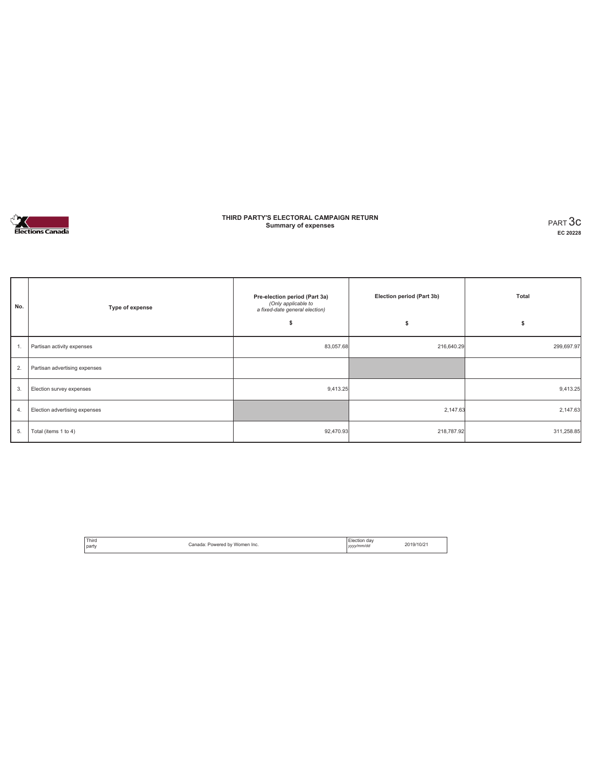Elections Canada

# THIRD PARTY'S ELECTORAL CAMPAIGN RETURN
## Summary of expenses

PART 3c
**EC 20228**

| No. | Type of expense | Pre-election period (Part 3a) *(Only applicable to a fixed-date general election)* $ | Election period (Part 3b) $ | Total $ |
|---|---|---|---|---|
| 1. | Partisan activity expenses | 83,057.68 | 216,640.29 | 299,697.97 |
| 2. | Partisan advertising expenses | | | |
| 3. | Election survey expenses | 9,413.25 | | 9,413.25 |
| 4. | Election advertising expenses | | 2,147.63 | 2,147.63 |
| 5. | Total (items 1 to 4) | 92,470.93 | 218,787.92 | 311,258.85 |

| Third party | Canada: Powered by Women Inc. | Election day *yyyy/mm/dd* | 2019/10/21 |
|---|---|---|---|